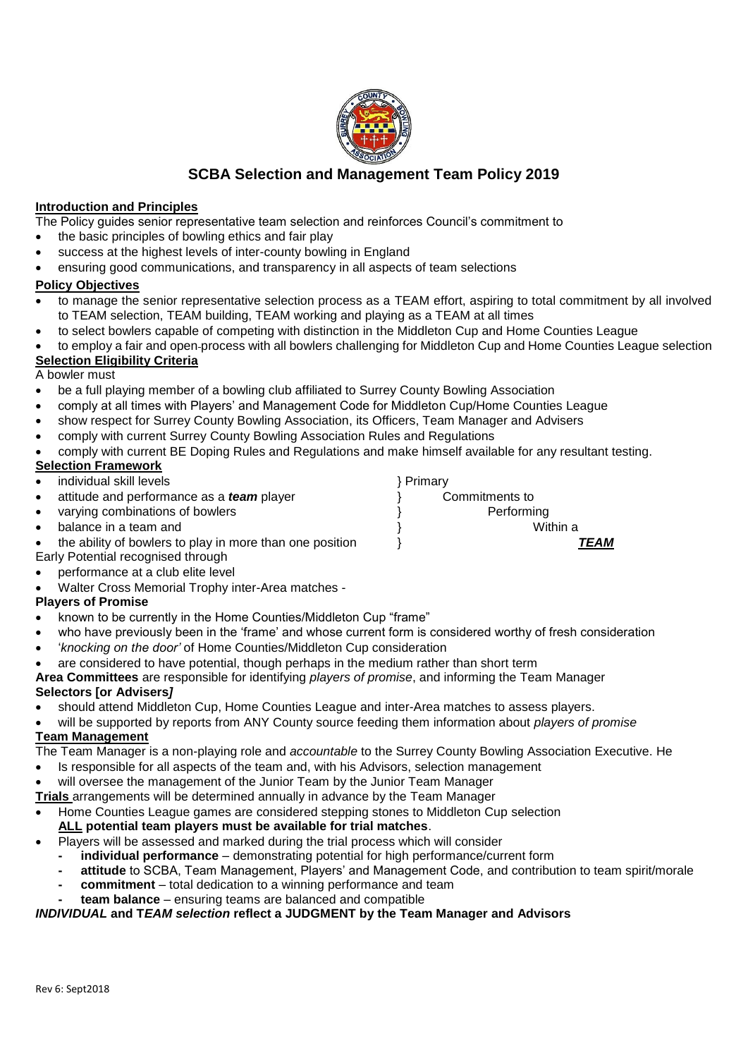# SCBA Selection and Management Team Policy 2019

**Introduction and Principles**

The Policy guides senior representative team selection and reinforces Council's commitment to

- the basic principles of bowling ethics and fair play
- success at the highest levels of inter-county bowling in England
- ensuring good communications, and transparency in all aspects of team selections

**Policy Objectives**

- to manage the senior representative selection process as a TEAM effort, aspiring to total commitment by all involved to TEAM selection, TEAM building, TEAM working and playing as a TEAM at all times
- to select bowlers capable of competing with distinction in the Middleton Cup and Home Counties League
- to employ a fair and open-process with all bowlers challenging for Middleton Cup and Home Counties League selection

**Selection Eligibility Criteria**

A bowler must

- be a full playing member of a bowling club affiliated to Surrey County Bowling Association
- comply at all times with Players' and Management Code for Middleton Cup/Home Counties League
- show respect for Surrey County Bowling Association, its Officers, Team Manager and Advisers
- comply with current Surrey County Bowling Association Rules and Regulations
- comply with current BE Doping Rules and Regulations and make himself available for any resultant testing.

**Selection Framework**

- individual skill levels } Primary
- attitude and performance as a ***team*** player } Commitments to
- varying combinations of bowlers } Performing
- balance in a team and } Within a
- the ability of bowlers to play in more than one position } ***TEAM***

Early Potential recognised through

- performance at a club elite level
- Walter Cross Memorial Trophy inter-Area matches -

**Players of Promise**

- known to be currently in the Home Counties/Middleton Cup "frame"
- who have previously been in the 'frame' and whose current form is considered worthy of fresh consideration
- '*knocking on the door'* of Home Counties/Middleton Cup consideration
- are considered to have potential, though perhaps in the medium rather than short term

**Area Committees** are responsible for identifying *players of promise*, and informing the Team Manager

**Selectors [or Advisers*]***

- should attend Middleton Cup, Home Counties League and inter-Area matches to assess players.
- will be supported by reports from ANY County source feeding them information about *players of promise*

**Team Management**

The Team Manager is a non-playing role and *accountable* to the Surrey County Bowling Association Executive. He

- Is responsible for all aspects of the team and, with his Advisors, selection management
- will oversee the management of the Junior Team by the Junior Team Manager

**Trials** arrangements will be determined annually in advance by the Team Manager

- Home Counties League games are considered stepping stones to Middleton Cup selection
  **ALL potential team players must be available for trial matches**.
- Players will be assessed and marked during the trial process which will consider
  - **individual performance** – demonstrating potential for high performance/current form
  - **attitude** to SCBA, Team Management, Players' and Management Code, and contribution to team spirit/morale
  - **commitment** – total dedication to a winning performance and team
  - **team balance** – ensuring teams are balanced and compatible

***INDIVIDUAL* and T*EAM selection* reflect a JUDGMENT by the Team Manager and Advisors**

Rev 6: Sept2018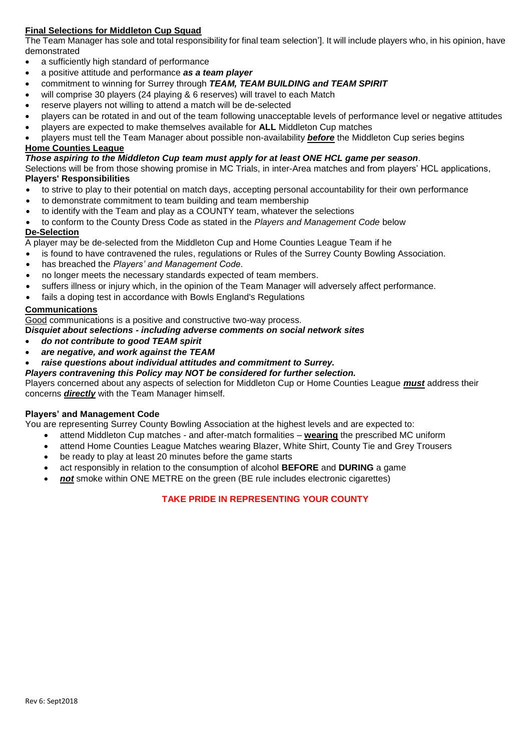## Final Selections for Middleton Cup Squad

The Team Manager has sole and total responsibility for final team selection']. It will include players who, in his opinion, have demonstrated

- a sufficiently high standard of performance
- a positive attitude and performance ***as a team player***
- commitment to winning for Surrey through ***TEAM, TEAM BUILDING and TEAM SPIRIT***
- will comprise 30 players (24 playing & 6 reserves) will travel to each Match
- reserve players not willing to attend a match will be de-selected
- players can be rotated in and out of the team following unacceptable levels of performance level or negative attitudes
- players are expected to make themselves available for **ALL** Middleton Cup matches
- players must tell the Team Manager about possible non-availability ***before*** the Middleton Cup series begins

## Home Counties League

***Those aspiring to the Middleton Cup team must apply for at least ONE HCL game per season***.

Selections will be from those showing promise in MC Trials, in inter-Area matches and from players' HCL applications,

**Players' Responsibilities**

- to strive to play to their potential on match days, accepting personal accountability for their own performance
- to demonstrate commitment to team building and team membership
- to identify with the Team and play as a COUNTY team, whatever the selections
- to conform to the County Dress Code as stated in the *Players and Management Code* below

## De-Selection

A player may be de-selected from the Middleton Cup and Home Counties League Team if he

- is found to have contravened the rules, regulations or Rules of the Surrey County Bowling Association.
- has breached the *Players' and Management Code*.
- no longer meets the necessary standards expected of team members.
- suffers illness or injury which, in the opinion of the Team Manager will adversely affect performance.
- fails a doping test in accordance with Bowls England's Regulations

## Communications

Good communications is a positive and constructive two-way process.

**D*isquiet about selections - including adverse comments on social network sites***

- ***do not contribute to good TEAM spirit***
- ***are negative, and work against the TEAM***
- ***raise questions about individual attitudes and commitment to Surrey.***

***Players contravening this Policy may NOT be considered for further selection.***

Players concerned about any aspects of selection for Middleton Cup or Home Counties League ***must*** address their concerns ***directly*** with the Team Manager himself.

**Players' and Management Code**

You are representing Surrey County Bowling Association at the highest levels and are expected to:

- attend Middleton Cup matches - and after-match formalities – **wearing** the prescribed MC uniform
- attend Home Counties League Matches wearing Blazer, White Shirt, County Tie and Grey Trousers
- be ready to play at least 20 minutes before the game starts
- act responsibly in relation to the consumption of alcohol **BEFORE** and **DURING** a game
- ***not*** smoke within ONE METRE on the green (BE rule includes electronic cigarettes)

**TAKE PRIDE IN REPRESENTING YOUR COUNTY**

Rev 6: Sept2018